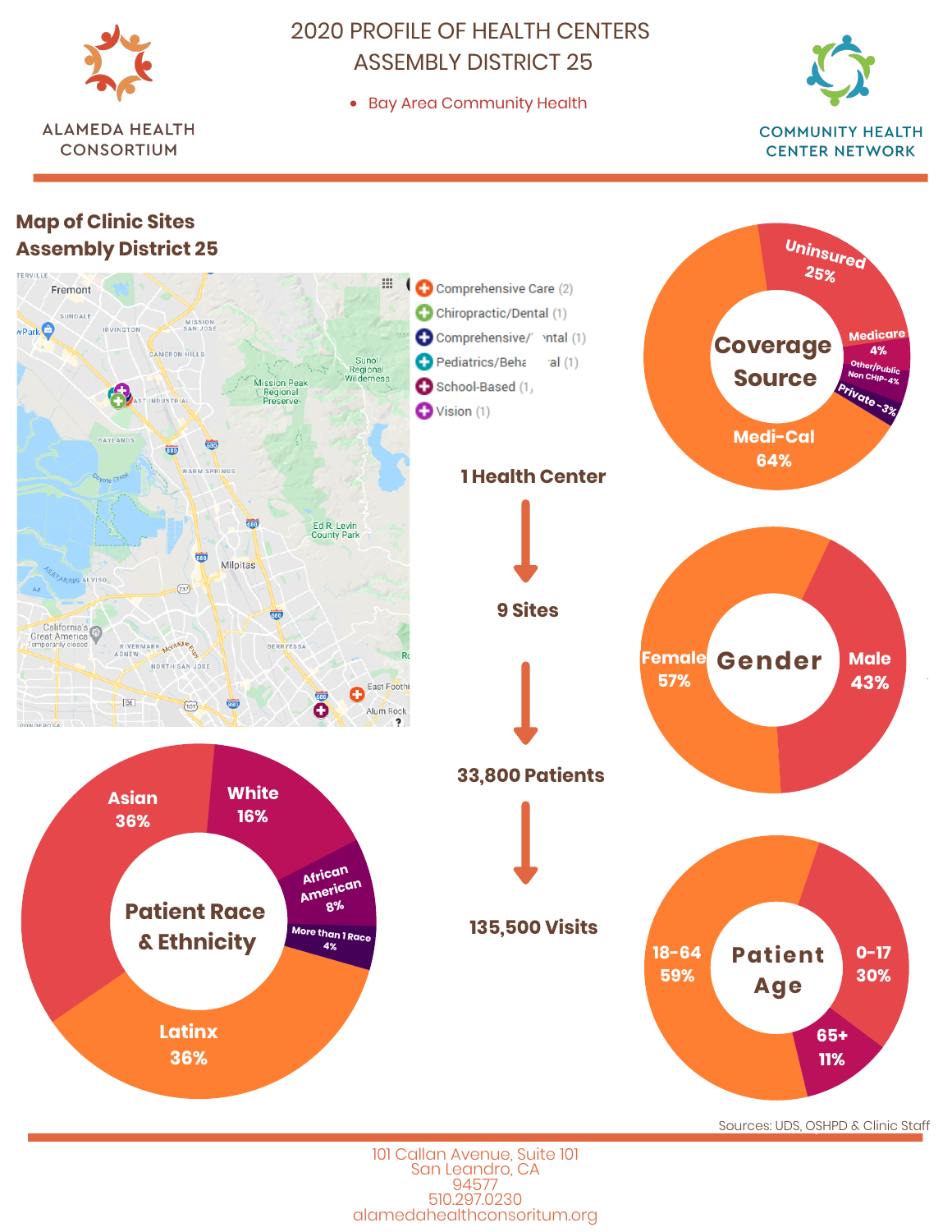ALAMEDA HEALTH CONSORTIUM

# 2020 PROFILE OF HEALTH CENTERS ASSEMBLY DISTRICT 25

- Bay Area Community Health

COMMUNITY HEALTH CENTER NETWORK

## Map of Clinic Sites Assembly District 25

- Comprehensive Care (2)
- Chiropractic/Dental (1)
- Comprehensive/Dental (1)
- Pediatrics/Behavioral (1)
- School-Based (1)
- Vision (1)

**1 Health Center** → **9 Sites** → **33,800 Patients** → **135,500 Visits**

### Coverage Source

| Source | % |
|---|---|
| Medi-Cal | 64% |
| Uninsured | 25% |
| Medicare | 4% |
| Other/Public Non CHIP | 4% |
| Private | 3% |

### Gender

| Gender | % |
|---|---|
| Female | 57% |
| Male | 43% |

### Patient Race & Ethnicity

| Race & Ethnicity | % |
|---|---|
| Asian | 36% |
| Latinx | 36% |
| White | 16% |
| African American | 8% |
| More than 1 Race | 4% |

### Patient Age

| Age | % |
|---|---|
| 0-17 | 30% |
| 18-64 | 59% |
| 65+ | 11% |

Sources: UDS, OSHPD & Clinic Staff

101 Callan Avenue, Suite 101
San Leandro, CA
94577
510.297.0230
alamedahealthconsoritum.org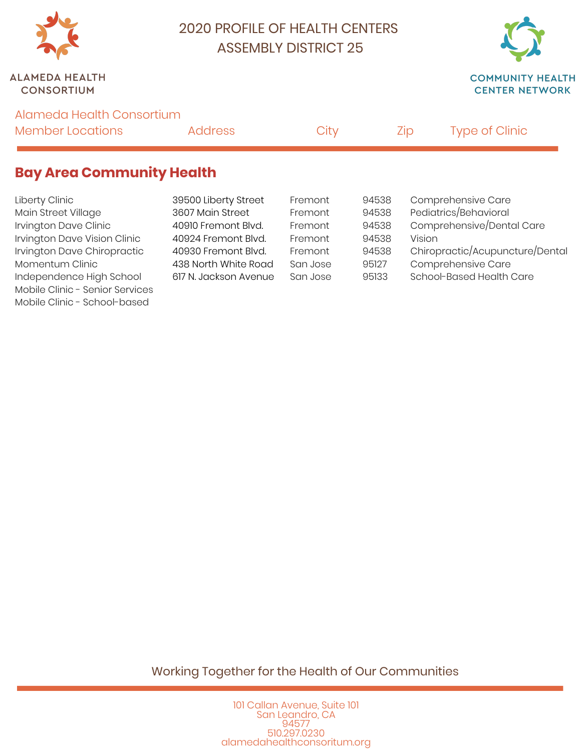# 2020 PROFILE OF HEALTH CENTERS
# ASSEMBLY DISTRICT 25

ALAMEDA HEALTH CONSORTIUM

COMMUNITY HEALTH CENTER NETWORK

| Alameda Health Consortium Member Locations | Address | City | Zip | Type of Clinic |
|---|---|---|---|---|

## Bay Area Community Health

| | | | | |
|---|---|---|---|---|
| Liberty Clinic | 39500 Liberty Street | Fremont | 94538 | Comprehensive Care |
| Main Street Village | 3607 Main Street | Fremont | 94538 | Pediatrics/Behavioral |
| Irvington Dave Clinic | 40910 Fremont Blvd. | Fremont | 94538 | Comprehensive/Dental Care |
| Irvington Dave Vision Clinic | 40924 Fremont Blvd. | Fremont | 94538 | Vision |
| Irvington Dave Chiropractic | 40930 Fremont Blvd. | Fremont | 94538 | Chiropractic/Acupuncture/Dental |
| Momentum Clinic | 438 North White Road | San Jose | 95127 | Comprehensive Care |
| Independence High School | 617 N. Jackson Avenue | San Jose | 95133 | School-Based Health Care |
| Mobile Clinic - Senior Services | | | | |
| Mobile Clinic - School-based | | | | |

Working Together for the Health of Our Communities

101 Callan Avenue, Suite 101
San Leandro, CA
94577
510.297.0230
alamedahealthconsortium.org